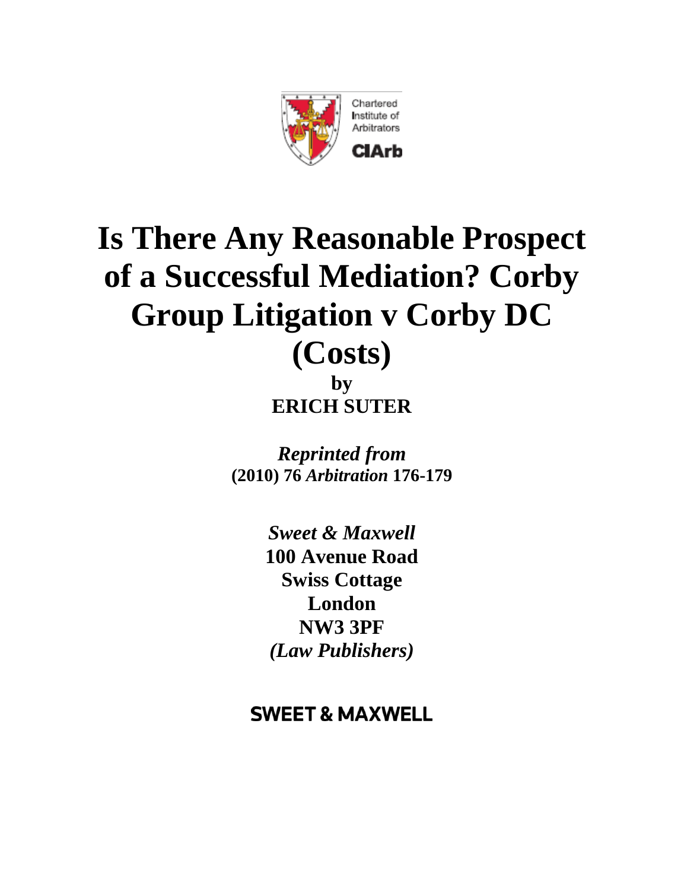Chartered Institute of Arbitrators

CIArb

# Is There Any Reasonable Prospect of a Successful Mediation? Corby Group Litigation v Corby DC (Costs)

**by**

**ERICH SUTER**

***Reprinted from***
**(2010) 76 *Arbitration* 176-179**

***Sweet & Maxwell***
**100 Avenue Road**
**Swiss Cottage**
**London**
**NW3 3PF**
***(Law Publishers)***

**SWEET & MAXWELL**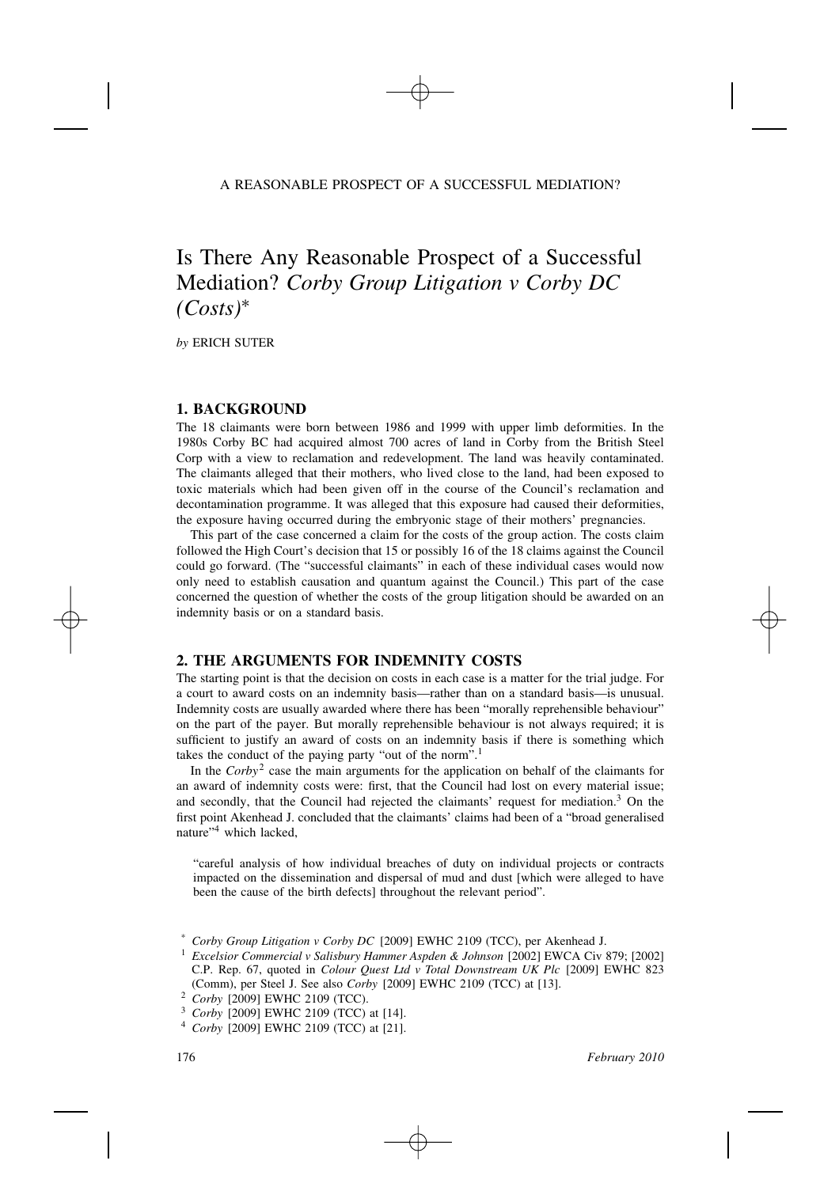A REASONABLE PROSPECT OF A SUCCESSFUL MEDIATION?

# Is There Any Reasonable Prospect of a Successful Mediation? *Corby Group Litigation v Corby DC (Costs)**

*by* ERICH SUTER

## 1. BACKGROUND

The 18 claimants were born between 1986 and 1999 with upper limb deformities. In the 1980s Corby BC had acquired almost 700 acres of land in Corby from the British Steel Corp with a view to reclamation and redevelopment. The land was heavily contaminated. The claimants alleged that their mothers, who lived close to the land, had been exposed to toxic materials which had been given off in the course of the Council's reclamation and decontamination programme. It was alleged that this exposure had caused their deformities, the exposure having occurred during the embryonic stage of their mothers' pregnancies.

This part of the case concerned a claim for the costs of the group action. The costs claim followed the High Court's decision that 15 or possibly 16 of the 18 claims against the Council could go forward. (The "successful claimants" in each of these individual cases would now only need to establish causation and quantum against the Council.) This part of the case concerned the question of whether the costs of the group litigation should be awarded on an indemnity basis or on a standard basis.

## 2. THE ARGUMENTS FOR INDEMNITY COSTS

The starting point is that the decision on costs in each case is a matter for the trial judge. For a court to award costs on an indemnity basis—rather than on a standard basis—is unusual. Indemnity costs are usually awarded where there has been "morally reprehensible behaviour" on the part of the payer. But morally reprehensible behaviour is not always required; it is sufficient to justify an award of costs on an indemnity basis if there is something which takes the conduct of the paying party "out of the norm".[1]

In the *Corby*[2] case the main arguments for the application on behalf of the claimants for an award of indemnity costs were: first, that the Council had lost on every material issue; and secondly, that the Council had rejected the claimants' request for mediation.[3] On the first point Akenhead J. concluded that the claimants' claims had been of a "broad generalised nature"[4] which lacked,

> "careful analysis of how individual breaches of duty on individual projects or contracts impacted on the dissemination and dispersal of mud and dust [which were alleged to have been the cause of the birth defects] throughout the relevant period".

---

\* *Corby Group Litigation v Corby DC* [2009] EWHC 2109 (TCC), per Akenhead J.

[1] *Excelsior Commercial v Salisbury Hammer Aspden & Johnson* [2002] EWCA Civ 879; [2002] C.P. Rep. 67, quoted in *Colour Quest Ltd v Total Downstream UK Plc* [2009] EWHC 823 (Comm), per Steel J. See also *Corby* [2009] EWHC 2109 (TCC) at [13].

[2] *Corby* [2009] EWHC 2109 (TCC).

[3] *Corby* [2009] EWHC 2109 (TCC) at [14].

[4] *Corby* [2009] EWHC 2109 (TCC) at [21].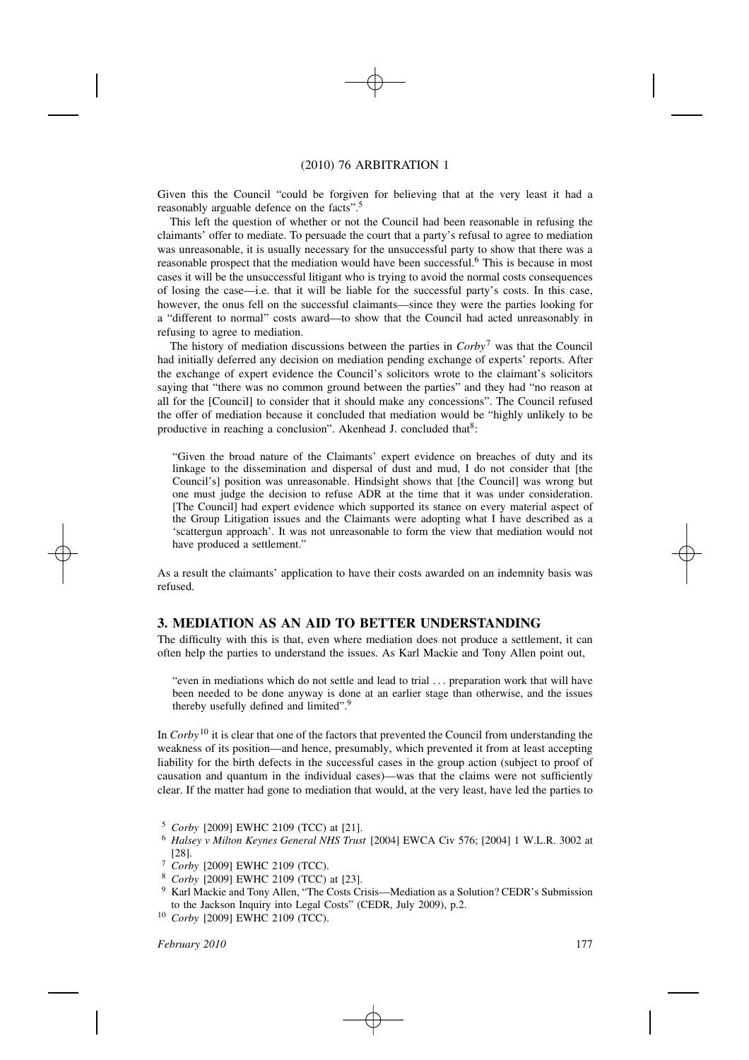Given this the Council "could be forgiven for believing that at the very least it had a reasonably arguable defence on the facts".[5]

This left the question of whether or not the Council had been reasonable in refusing the claimants' offer to mediate. To persuade the court that a party's refusal to agree to mediation was unreasonable, it is usually necessary for the unsuccessful party to show that there was a reasonable prospect that the mediation would have been successful.[6] This is because in most cases it will be the unsuccessful litigant who is trying to avoid the normal costs consequences of losing the case—i.e. that it will be liable for the successful party's costs. In this case, however, the onus fell on the successful claimants—since they were the parties looking for a "different to normal" costs award—to show that the Council had acted unreasonably in refusing to agree to mediation.

The history of mediation discussions between the parties in *Corby*[7] was that the Council had initially deferred any decision on mediation pending exchange of experts' reports. After the exchange of expert evidence the Council's solicitors wrote to the claimant's solicitors saying that "there was no common ground between the parties" and they had "no reason at all for the [Council] to consider that it should make any concessions". The Council refused the offer of mediation because it concluded that mediation would be "highly unlikely to be productive in reaching a conclusion". Akenhead J. concluded that[8]:

> "Given the broad nature of the Claimants' expert evidence on breaches of duty and its linkage to the dissemination and dispersal of dust and mud, I do not consider that [the Council's] position was unreasonable. Hindsight shows that [the Council] was wrong but one must judge the decision to refuse ADR at the time that it was under consideration. [The Council] had expert evidence which supported its stance on every material aspect of the Group Litigation issues and the Claimants were adopting what I have described as a 'scattergun approach'. It was not unreasonable to form the view that mediation would not have produced a settlement."

As a result the claimants' application to have their costs awarded on an indemnity basis was refused.

## 3. MEDIATION AS AN AID TO BETTER UNDERSTANDING

The difficulty with this is that, even where mediation does not produce a settlement, it can often help the parties to understand the issues. As Karl Mackie and Tony Allen point out,

> "even in mediations which do not settle and lead to trial . . . preparation work that will have been needed to be done anyway is done at an earlier stage than otherwise, and the issues thereby usefully defined and limited".[9]

In *Corby*[10] it is clear that one of the factors that prevented the Council from understanding the weakness of its position—and hence, presumably, which prevented it from at least accepting liability for the birth defects in the successful cases in the group action (subject to proof of causation and quantum in the individual cases)—was that the claims were not sufficiently clear. If the matter had gone to mediation that would, at the very least, have led the parties to

[5] *Corby* [2009] EWHC 2109 (TCC) at [21].

[6] *Halsey v Milton Keynes General NHS Trust* [2004] EWCA Civ 576; [2004] 1 W.L.R. 3002 at [28].

[7] *Corby* [2009] EWHC 2109 (TCC).

[8] *Corby* [2009] EWHC 2109 (TCC) at [23].

[9] Karl Mackie and Tony Allen, "The Costs Crisis—Mediation as a Solution? CEDR's Submission to the Jackson Inquiry into Legal Costs" (CEDR, July 2009), p.2.

[10] *Corby* [2009] EWHC 2109 (TCC).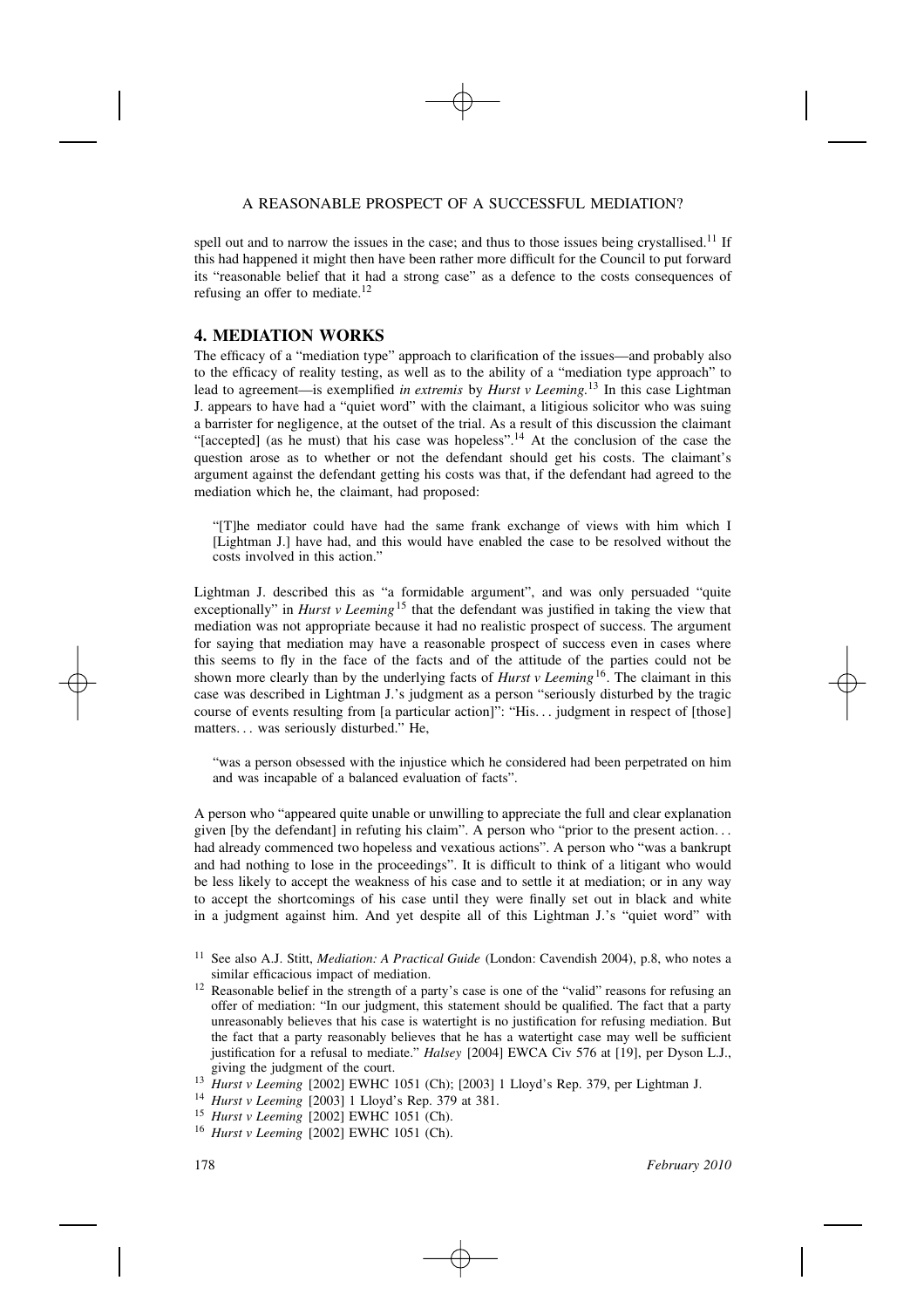spell out and to narrow the issues in the case; and thus to those issues being crystallised.[11] If this had happened it might then have been rather more difficult for the Council to put forward its "reasonable belief that it had a strong case" as a defence to the costs consequences of refusing an offer to mediate.[12]

## 4. MEDIATION WORKS

The efficacy of a "mediation type" approach to clarification of the issues—and probably also to the efficacy of reality testing, as well as to the ability of a "mediation type approach" to lead to agreement—is exemplified *in extremis* by *Hurst v Leeming*.[13] In this case Lightman J. appears to have had a "quiet word" with the claimant, a litigious solicitor who was suing a barrister for negligence, at the outset of the trial. As a result of this discussion the claimant "[accepted] (as he must) that his case was hopeless".[14] At the conclusion of the case the question arose as to whether or not the defendant should get his costs. The claimant's argument against the defendant getting his costs was that, if the defendant had agreed to the mediation which he, the claimant, had proposed:

> "[T]he mediator could have had the same frank exchange of views with him which I [Lightman J.] have had, and this would have enabled the case to be resolved without the costs involved in this action."

Lightman J. described this as "a formidable argument", and was only persuaded "quite exceptionally" in *Hurst v Leeming*[15] that the defendant was justified in taking the view that mediation was not appropriate because it had no realistic prospect of success. The argument for saying that mediation may have a reasonable prospect of success even in cases where this seems to fly in the face of the facts and of the attitude of the parties could not be shown more clearly than by the underlying facts of *Hurst v Leeming*[16]. The claimant in this case was described in Lightman J.'s judgment as a person "seriously disturbed by the tragic course of events resulting from [a particular action]": "His… judgment in respect of [those] matters… was seriously disturbed." He,

> "was a person obsessed with the injustice which he considered had been perpetrated on him and was incapable of a balanced evaluation of facts".

A person who "appeared quite unable or unwilling to appreciate the full and clear explanation given [by the defendant] in refuting his claim". A person who "prior to the present action… had already commenced two hopeless and vexatious actions". A person who "was a bankrupt and had nothing to lose in the proceedings". It is difficult to think of a litigant who would be less likely to accept the weakness of his case and to settle it at mediation; or in any way to accept the shortcomings of his case until they were finally set out in black and white in a judgment against him. And yet despite all of this Lightman J.'s "quiet word" with

---

[11] See also A.J. Stitt, *Mediation: A Practical Guide* (London: Cavendish 2004), p.8, who notes a similar efficacious impact of mediation.

[12] Reasonable belief in the strength of a party's case is one of the "valid" reasons for refusing an offer of mediation: "In our judgment, this statement should be qualified. The fact that a party unreasonably believes that his case is watertight is no justification for refusing mediation. But the fact that a party reasonably believes that he has a watertight case may well be sufficient justification for a refusal to mediate." *Halsey* [2004] EWCA Civ 576 at [19], per Dyson L.J., giving the judgment of the court.

[13] *Hurst v Leeming* [2002] EWHC 1051 (Ch); [2003] 1 Lloyd's Rep. 379, per Lightman J.

[14] *Hurst v Leeming* [2003] 1 Lloyd's Rep. 379 at 381.

[15] *Hurst v Leeming* [2002] EWHC 1051 (Ch).

[16] *Hurst v Leeming* [2002] EWHC 1051 (Ch).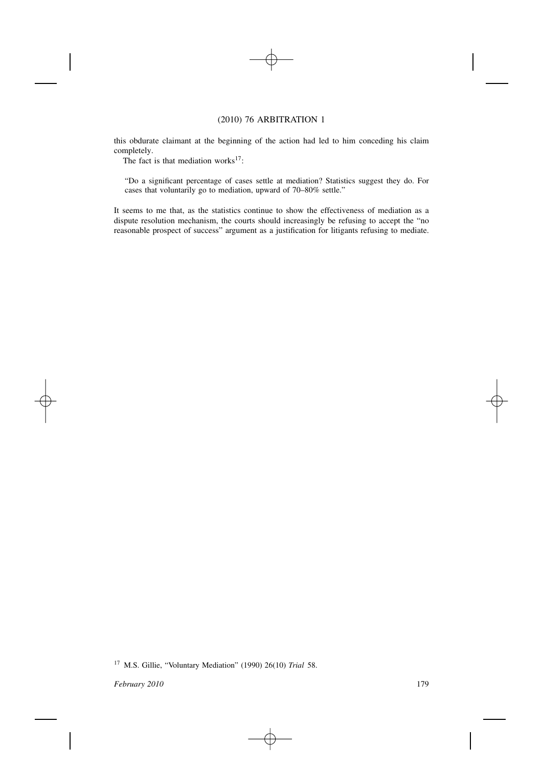this obdurate claimant at the beginning of the action had led to him conceding his claim completely.

The fact is that mediation works[17]:

> "Do a significant percentage of cases settle at mediation? Statistics suggest they do. For cases that voluntarily go to mediation, upward of 70–80% settle."

It seems to me that, as the statistics continue to show the effectiveness of mediation as a dispute resolution mechanism, the courts should increasingly be refusing to accept the "no reasonable prospect of success" argument as a justification for litigants refusing to mediate.

[17] M.S. Gillie, "Voluntary Mediation" (1990) 26(10) *Trial* 58.